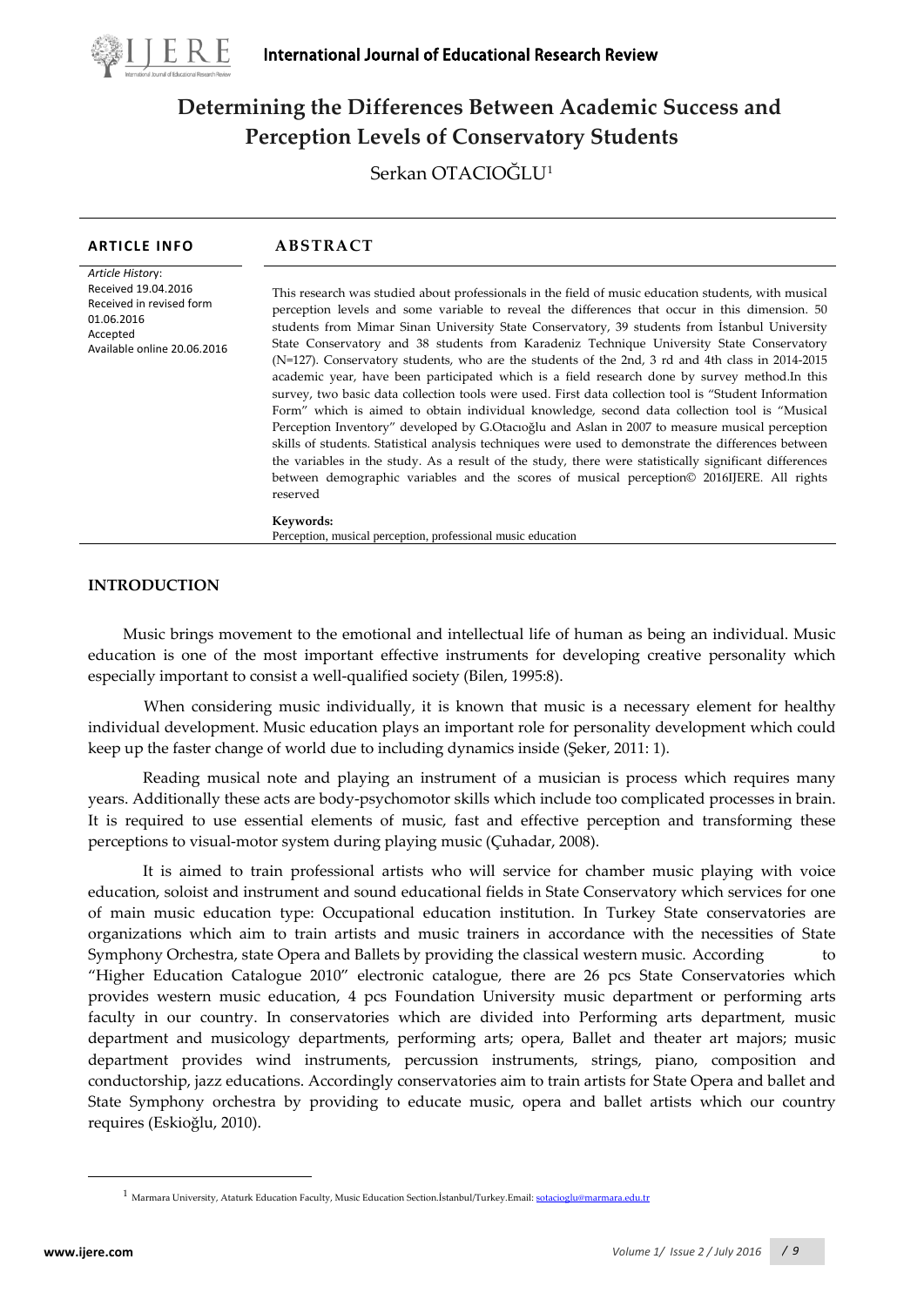# Determining the Differences Between Academic Success and Perception Levels of Conservatory Students

Serkan OTACIOĞLU[1]

**ARTICLE INFO**

*Article History*:
Received 19.04.2016
Received in revised form 01.06.2016
Accepted
Available online 20.06.2016

**ABSTRACT**

This research was studied about professionals in the field of music education students, with musical perception levels and some variable to reveal the differences that occur in this dimension. 50 students from Mimar Sinan University State Conservatory, 39 students from İstanbul University State Conservatory and 38 students from Karadeniz Technique University State Conservatory (N=127). Conservatory students, who are the students of the 2nd, 3 rd and 4th class in 2014-2015 academic year, have been participated which is a field research done by survey method.In this survey, two basic data collection tools were used. First data collection tool is "Student Information Form" which is aimed to obtain individual knowledge, second data collection tool is "Musical Perception Inventory" developed by G.Otacıoğlu and Aslan in 2007 to measure musical perception skills of students. Statistical analysis techniques were used to demonstrate the differences between the variables in the study. As a result of the study, there were statistically significant differences between demographic variables and the scores of musical perception© 2016IJERE. All rights reserved

**Keywords:**
Perception, musical perception, professional music education

## INTRODUCTION

Music brings movement to the emotional and intellectual life of human as being an individual. Music education is one of the most important effective instruments for developing creative personality which especially important to consist a well-qualified society (Bilen, 1995:8).

When considering music individually, it is known that music is a necessary element for healthy individual development. Music education plays an important role for personality development which could keep up the faster change of world due to including dynamics inside (Şeker, 2011: 1).

Reading musical note and playing an instrument of a musician is process which requires many years. Additionally these acts are body-psychomotor skills which include too complicated processes in brain. It is required to use essential elements of music, fast and effective perception and transforming these perceptions to visual-motor system during playing music (Çuhadar, 2008).

It is aimed to train professional artists who will service for chamber music playing with voice education, soloist and instrument and sound educational fields in State Conservatory which services for one of main music education type: Occupational education institution. In Turkey State conservatories are organizations which aim to train artists and music trainers in accordance with the necessities of State Symphony Orchestra, state Opera and Ballets by providing the classical western music. According to "Higher Education Catalogue 2010" electronic catalogue, there are 26 pcs State Conservatories which provides western music education, 4 pcs Foundation University music department or performing arts faculty in our country. In conservatories which are divided into Performing arts department, music department and musicology departments, performing arts; opera, Ballet and theater art majors; music department provides wind instruments, percussion instruments, strings, piano, composition and conductorship, jazz educations. Accordingly conservatories aim to train artists for State Opera and ballet and State Symphony orchestra by providing to educate music, opera and ballet artists which our country requires (Eskioğlu, 2010).

[1] Marmara University, Ataturk Education Faculty, Music Education Section.İstanbul/Turkey.Email: sotacioglu@marmara.edu.tr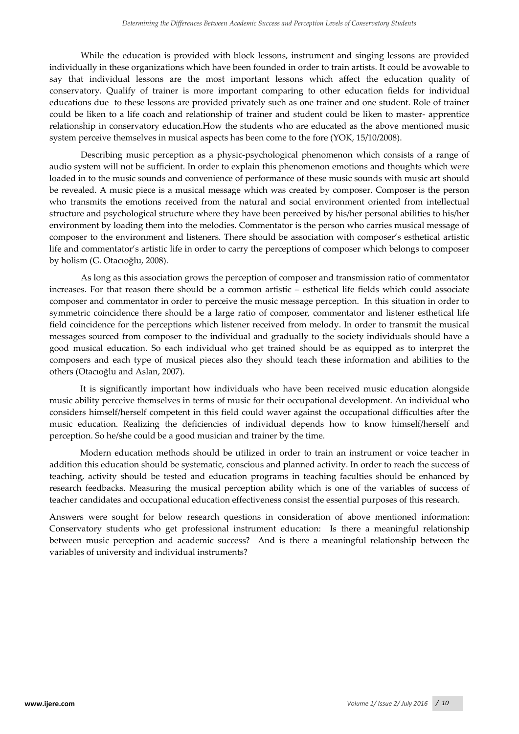While the education is provided with block lessons, instrument and singing lessons are provided individually in these organizations which have been founded in order to train artists. It could be avowable to say that individual lessons are the most important lessons which affect the education quality of conservatory. Qualify of trainer is more important comparing to other education fields for individual educations due to these lessons are provided privately such as one trainer and one student. Role of trainer could be liken to a life coach and relationship of trainer and student could be liken to master- apprentice relationship in conservatory education.How the students who are educated as the above mentioned music system perceive themselves in musical aspects has been come to the fore (YOK, 15/10/2008).

Describing music perception as a physic-psychological phenomenon which consists of a range of audio system will not be sufficient. In order to explain this phenomenon emotions and thoughts which were loaded in to the music sounds and convenience of performance of these music sounds with music art should be revealed. A music piece is a musical message which was created by composer. Composer is the person who transmits the emotions received from the natural and social environment oriented from intellectual structure and psychological structure where they have been perceived by his/her personal abilities to his/her environment by loading them into the melodies. Commentator is the person who carries musical message of composer to the environment and listeners. There should be association with composer's esthetical artistic life and commentator's artistic life in order to carry the perceptions of composer which belongs to composer by holism (G. Otacıoğlu, 2008).

As long as this association grows the perception of composer and transmission ratio of commentator increases. For that reason there should be a common artistic – esthetical life fields which could associate composer and commentator in order to perceive the music message perception. In this situation in order to symmetric coincidence there should be a large ratio of composer, commentator and listener esthetical life field coincidence for the perceptions which listener received from melody. In order to transmit the musical messages sourced from composer to the individual and gradually to the society individuals should have a good musical education. So each individual who get trained should be as equipped as to interpret the composers and each type of musical pieces also they should teach these information and abilities to the others (Otacıoğlu and Aslan, 2007).

It is significantly important how individuals who have been received music education alongside music ability perceive themselves in terms of music for their occupational development. An individual who considers himself/herself competent in this field could waver against the occupational difficulties after the music education. Realizing the deficiencies of individual depends how to know himself/herself and perception. So he/she could be a good musician and trainer by the time.

Modern education methods should be utilized in order to train an instrument or voice teacher in addition this education should be systematic, conscious and planned activity. In order to reach the success of teaching, activity should be tested and education programs in teaching faculties should be enhanced by research feedbacks. Measuring the musical perception ability which is one of the variables of success of teacher candidates and occupational education effectiveness consist the essential purposes of this research.

Answers were sought for below research questions in consideration of above mentioned information: Conservatory students who get professional instrument education: Is there a meaningful relationship between music perception and academic success? And is there a meaningful relationship between the variables of university and individual instruments?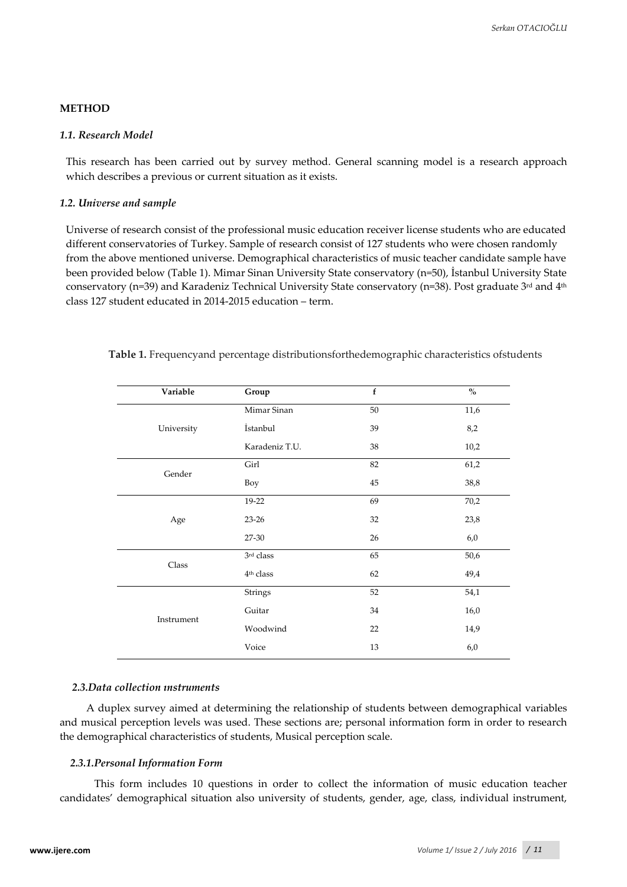## METHOD

### *1.1. Research Model*

This research has been carried out by survey method. General scanning model is a research approach which describes a previous or current situation as it exists.

### *1.2. Universe and sample*

Universe of research consist of the professional music education receiver license students who are educated different conservatories of Turkey. Sample of research consist of 127 students who were chosen randomly from the above mentioned universe. Demographical characteristics of music teacher candidate sample have been provided below (Table 1). Mimar Sinan University State conservatory (n=50), İstanbul University State conservatory (n=39) and Karadeniz Technical University State conservatory (n=38). Post graduate 3rd and 4th class 127 student educated in 2014-2015 education – term.

**Table 1.** Frequencyand percentage distributionsforthedemographic characteristics ofstudents

| Variable | Group | f | % |
|---|---|---|---|
| University | Mimar Sinan | 50 | 11,6 |
| | İstanbul | 39 | 8,2 |
| | Karadeniz T.U. | 38 | 10,2 |
| Gender | Girl | 82 | 61,2 |
| | Boy | 45 | 38,8 |
| Age | 19-22 | 69 | 70,2 |
| | 23-26 | 32 | 23,8 |
| | 27-30 | 26 | 6,0 |
| Class | 3rd class | 65 | 50,6 |
| | 4th class | 62 | 49,4 |
| Instrument | Strings | 52 | 54,1 |
| | Guitar | 34 | 16,0 |
| | Woodwind | 22 | 14,9 |
| | Voice | 13 | 6,0 |

### *2.3.Data collection ınstruments*

A duplex survey aimed at determining the relationship of students between demographical variables and musical perception levels was used. These sections are; personal information form in order to research the demographical characteristics of students, Musical perception scale.

#### *2.3.1.Personal Information Form*

This form includes 10 questions in order to collect the information of music education teacher candidates' demographical situation also university of students, gender, age, class, individual instrument,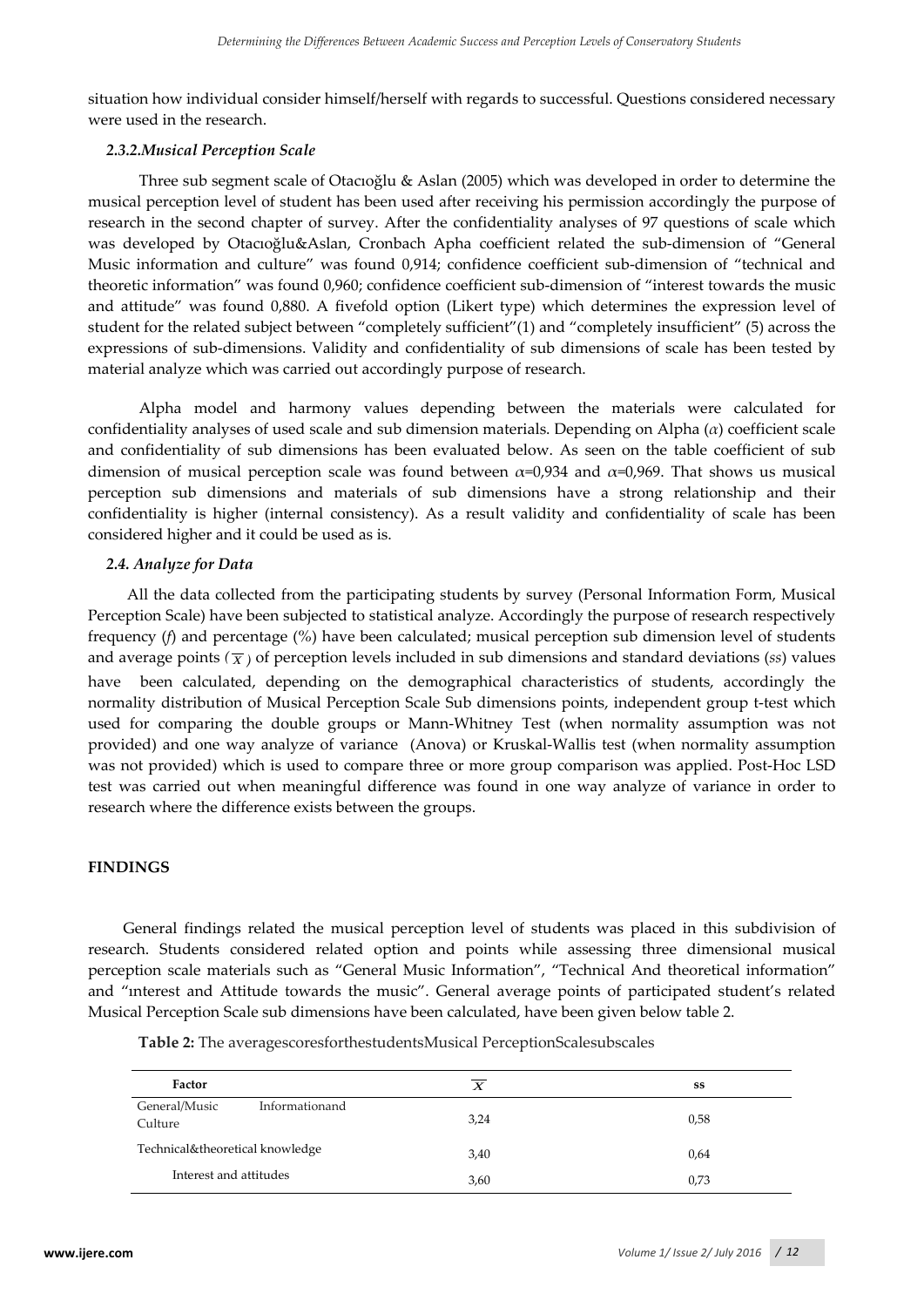situation how individual consider himself/herself with regards to successful. Questions considered necessary were used in the research.

### *2.3.2.Musical Perception Scale*

Three sub segment scale of Otacıoğlu & Aslan (2005) which was developed in order to determine the musical perception level of student has been used after receiving his permission accordingly the purpose of research in the second chapter of survey. After the confidentiality analyses of 97 questions of scale which was developed by Otacıoğlu&Aslan, Cronbach Apha coefficient related the sub-dimension of "General Music information and culture" was found 0,914; confidence coefficient sub-dimension of "technical and theoretic information" was found 0,960; confidence coefficient sub-dimension of "interest towards the music and attitude" was found 0,880. A fivefold option (Likert type) which determines the expression level of student for the related subject between "completely sufficient"(1) and "completely insufficient" (5) across the expressions of sub-dimensions. Validity and confidentiality of sub dimensions of scale has been tested by material analyze which was carried out accordingly purpose of research.

Alpha model and harmony values depending between the materials were calculated for confidentiality analyses of used scale and sub dimension materials. Depending on Alpha ($\alpha$) coefficient scale and confidentiality of sub dimensions has been evaluated below. As seen on the table coefficient of sub dimension of musical perception scale was found between $\alpha$=0,934 and $\alpha$=0,969. That shows us musical perception sub dimensions and materials of sub dimensions have a strong relationship and their confidentiality is higher (internal consistency). As a result validity and confidentiality of scale has been considered higher and it could be used as is.

### *2.4. Analyze for Data*

All the data collected from the participating students by survey (Personal Information Form, Musical Perception Scale) have been subjected to statistical analyze. Accordingly the purpose of research respectively frequency (*f*) and percentage (%) have been calculated; musical perception sub dimension level of students and average points ($\overline{X}$) of perception levels included in sub dimensions and standard deviations (*ss*) values have been calculated, depending on the demographical characteristics of students, accordingly the normality distribution of Musical Perception Scale Sub dimensions points, independent group t-test which used for comparing the double groups or Mann-Whitney Test (when normality assumption was not provided) and one way analyze of variance (Anova) or Kruskal-Wallis test (when normality assumption was not provided) which is used to compare three or more group comparison was applied. Post-Hoc LSD test was carried out when meaningful difference was found in one way analyze of variance in order to research where the difference exists between the groups.

## FINDINGS

General findings related the musical perception level of students was placed in this subdivision of research. Students considered related option and points while assessing three dimensional musical perception scale materials such as "General Music Information", "Technical And theoretical information" and "ınterest and Attitude towards the music". General average points of participated student's related Musical Perception Scale sub dimensions have been calculated, have been given below table 2.

**Table 2:** The averagescoresforthestudentsMusical PerceptionScalesubscales

| Factor | $\overline{X}$ | ss |
|---|---|---|
| General/Music Informationand Culture | 3,24 | 0,58 |
| Technical&theoretical knowledge | 3,40 | 0,64 |
| Interest and attitudes | 3,60 | 0,73 |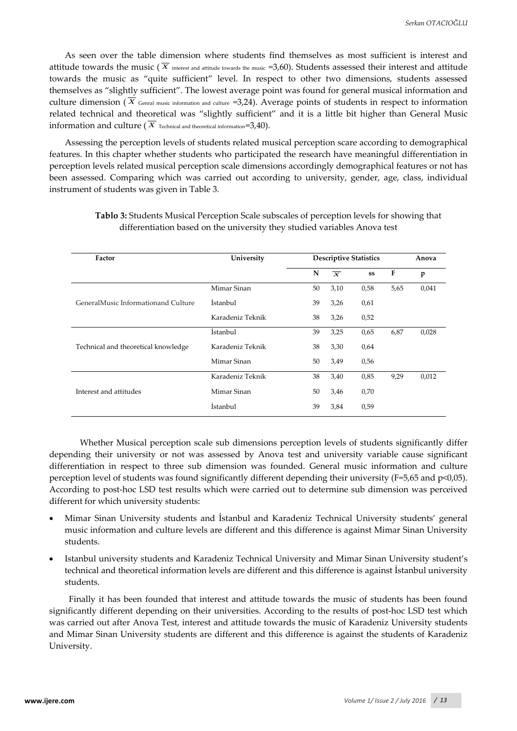As seen over the table dimension where students find themselves as most sufficient is interest and attitude towards the music ($\overline{X}$ interest and attitude towards the music =3,60). Students assessed their interest and attitude towards the music as "quite sufficient" level. In respect to other two dimensions, students assessed themselves as "slightly sufficient". The lowest average point was found for general musical information and culture dimension ($\overline{X}$ Genral music information and culture =3,24). Average points of students in respect to information related technical and theoretical was "slightly sufficient" and it is a little bit higher than General Music information and culture ($\overline{X}$ Technical and theoretical information=3,40).

Assessing the perception levels of students related musical perception scare according to demographical features. In this chapter whether students who participated the research have meaningful differentiation in perception levels related musical perception scale dimensions accordingly demographical features or not has been assessed. Comparing which was carried out according to university, gender, age, class, individual instrument of students was given in Table 3.

**Tablo 3:** Students Musical Perception Scale subscales of perception levels for showing that differentiation based on the university they studied variables Anova test

| Factor | University | Descriptive Statistics | | | Anova | |
|---|---|---|---|---|---|---|
| | | N | $\overline{X}$ | ss | F | p |
| GeneralMusic Informationand Culture | Mimar Sinan | 50 | 3,10 | 0,58 | 5,65 | 0,041 |
| | İstanbul | 39 | 3,26 | 0,61 | | |
| | Karadeniz Teknik | 38 | 3,26 | 0,52 | | |
| Technical and theoretical knowledge | İstanbul | 39 | 3,25 | 0,65 | 6,87 | 0,028 |
| | Karadeniz Teknik | 38 | 3,30 | 0,64 | | |
| | Mimar Sinan | 50 | 3,49 | 0,56 | | |
| Interest and attitudes | Karadeniz Teknik | 38 | 3,40 | 0,85 | 9,29 | 0,012 |
| | Mimar Sinan | 50 | 3,46 | 0,70 | | |
| | İstanbul | 39 | 3,84 | 0,59 | | |

Whether Musical perception scale sub dimensions perception levels of students significantly differ depending their university or not was assessed by Anova test and university variable cause significant differentiation in respect to three sub dimension was founded. General music information and culture perception level of students was found significantly different depending their university (F=5,65 and p<0,05). According to post-hoc LSD test results which were carried out to determine sub dimension was perceived different for which university students:

- Mimar Sinan University students and İstanbul and Karadeniz Technical University students' general music information and culture levels are different and this difference is against Mimar Sinan University students.
- Istanbul university students and Karadeniz Technical University and Mimar Sinan University student's technical and theoretical information levels are different and this difference is against İstanbul university students.

Finally it has been founded that interest and attitude towards the music of students has been found significantly different depending on their universities. According to the results of post-hoc LSD test which was carried out after Anova Test, interest and attitude towards the music of Karadeniz University students and Mimar Sinan University students are different and this difference is against the students of Karadeniz University.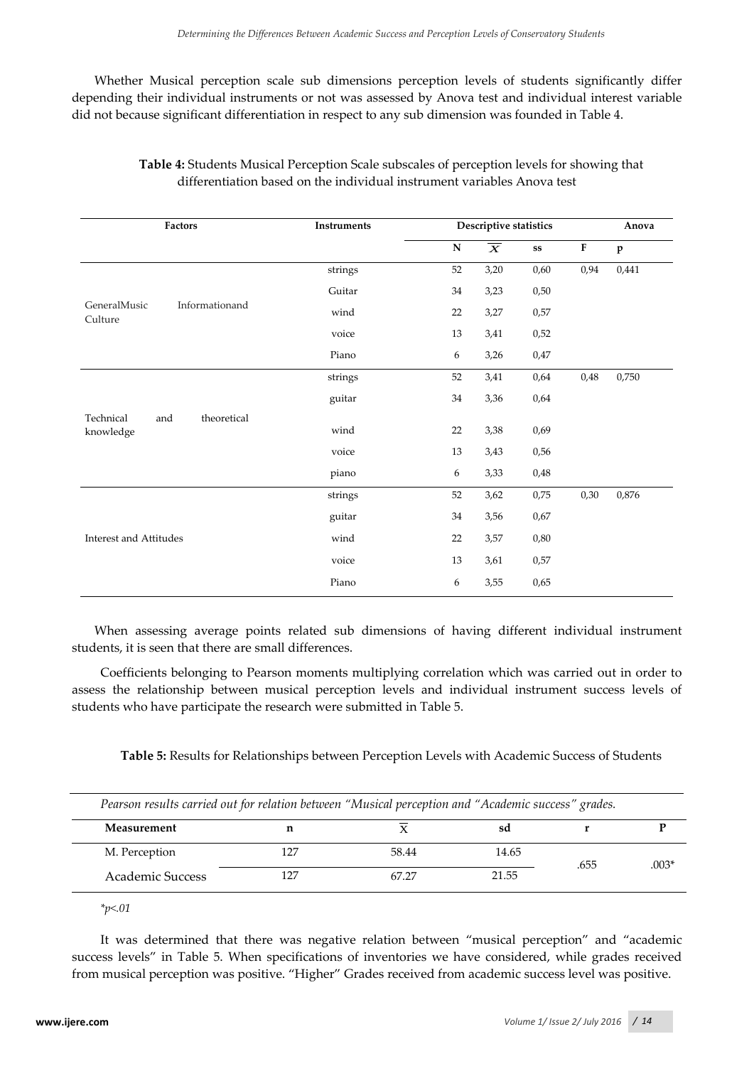Whether Musical perception scale sub dimensions perception levels of students significantly differ depending their individual instruments or not was assessed by Anova test and individual interest variable did not because significant differentiation in respect to any sub dimension was founded in Table 4.

**Table 4:** Students Musical Perception Scale subscales of perception levels for showing that differentiation based on the individual instrument variables Anova test

| Factors | Instruments | Descriptive statistics | | | Anova | |
|---|---|---|---|---|---|---|
| | | N | $\overline{X}$ | ss | F | p |
| GeneralMusic Informationand Culture | strings | 52 | 3,20 | 0,60 | 0,94 | 0,441 |
| | Guitar | 34 | 3,23 | 0,50 | | |
| | wind | 22 | 3,27 | 0,57 | | |
| | voice | 13 | 3,41 | 0,52 | | |
| | Piano | 6 | 3,26 | 0,47 | | |
| Technical and theoretical knowledge | strings | 52 | 3,41 | 0,64 | 0,48 | 0,750 |
| | guitar | 34 | 3,36 | 0,64 | | |
| | wind | 22 | 3,38 | 0,69 | | |
| | voice | 13 | 3,43 | 0,56 | | |
| | piano | 6 | 3,33 | 0,48 | | |
| Interest and Attitudes | strings | 52 | 3,62 | 0,75 | 0,30 | 0,876 |
| | guitar | 34 | 3,56 | 0,67 | | |
| | wind | 22 | 3,57 | 0,80 | | |
| | voice | 13 | 3,61 | 0,57 | | |
| | Piano | 6 | 3,55 | 0,65 | | |

When assessing average points related sub dimensions of having different individual instrument students, it is seen that there are small differences.

Coefficients belonging to Pearson moments multiplying correlation which was carried out in order to assess the relationship between musical perception levels and individual instrument success levels of students who have participate the research were submitted in Table 5.

**Table 5:** Results for Relationships between Perception Levels with Academic Success of Students

| *Pearson results carried out for relation between "Musical perception and "Academic success" grades.* | | | | | |
|---|---|---|---|---|---|
| **Measurement** | **n** | $\overline{X}$ | **sd** | **r** | **P** |
| M. Perception | 127 | 58.44 | 14.65 | .655 | .003* |
| Academic Success | 127 | 67.27 | 21.55 | | |

*$p<.01$*

It was determined that there was negative relation between "musical perception" and "academic success levels" in Table 5. When specifications of inventories we have considered, while grades received from musical perception was positive. "Higher" Grades received from academic success level was positive.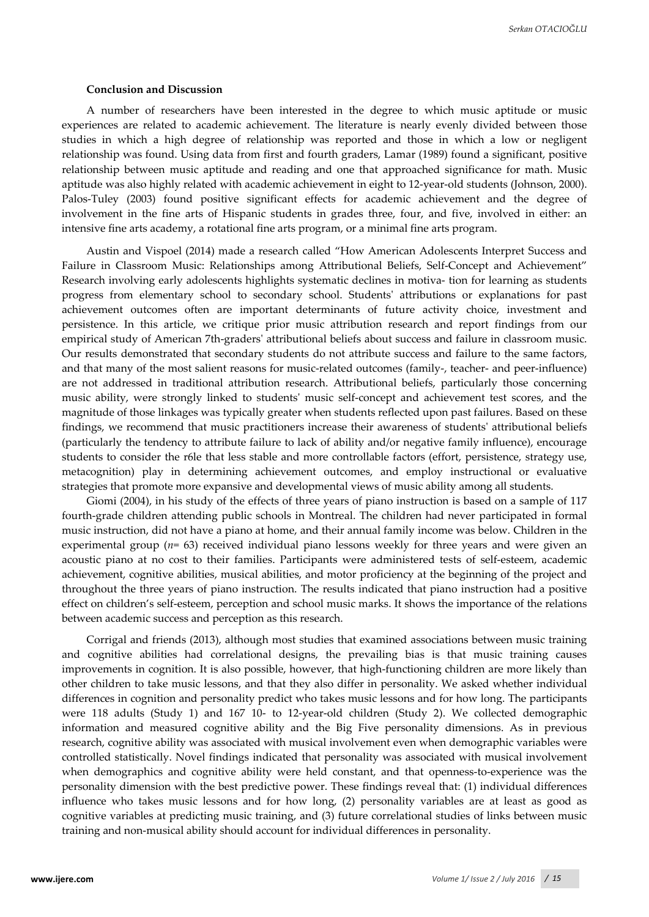**Conclusion and Discussion**

A number of researchers have been interested in the degree to which music aptitude or music experiences are related to academic achievement. The literature is nearly evenly divided between those studies in which a high degree of relationship was reported and those in which a low or negligent relationship was found. Using data from first and fourth graders, Lamar (1989) found a significant, positive relationship between music aptitude and reading and one that approached significance for math. Music aptitude was also highly related with academic achievement in eight to 12-year-old students (Johnson, 2000). Palos-Tuley (2003) found positive significant effects for academic achievement and the degree of involvement in the fine arts of Hispanic students in grades three, four, and five, involved in either: an intensive fine arts academy, a rotational fine arts program, or a minimal fine arts program.

Austin and Vispoel (2014) made a research called "How American Adolescents Interpret Success and Failure in Classroom Music: Relationships among Attributional Beliefs, Self-Concept and Achievement" Research involving early adolescents highlights systematic declines in motiva- tion for learning as students progress from elementary school to secondary school. Students' attributions or explanations for past achievement outcomes often are important determinants of future activity choice, investment and persistence. In this article, we critique prior music attribution research and report findings from our empirical study of American 7th-graders' attributional beliefs about success and failure in classroom music. Our results demonstrated that secondary students do not attribute success and failure to the same factors, and that many of the most salient reasons for music-related outcomes (family-, teacher- and peer-influence) are not addressed in traditional attribution research. Attributional beliefs, particularly those concerning music ability, were strongly linked to students' music self-concept and achievement test scores, and the magnitude of those linkages was typically greater when students reflected upon past failures. Based on these findings, we recommend that music practitioners increase their awareness of students' attributional beliefs (particularly the tendency to attribute failure to lack of ability and/or negative family influence), encourage students to consider the r6le that less stable and more controllable factors (effort, persistence, strategy use, metacognition) play in determining achievement outcomes, and employ instructional or evaluative strategies that promote more expansive and developmental views of music ability among all students.

Giomi (2004), in his study of the effects of three years of piano instruction is based on a sample of 117 fourth-grade children attending public schools in Montreal. The children had never participated in formal music instruction, did not have a piano at home, and their annual family income was below. Children in the experimental group (*n*= 63) received individual piano lessons weekly for three years and were given an acoustic piano at no cost to their families. Participants were administered tests of self-esteem, academic achievement, cognitive abilities, musical abilities, and motor proficiency at the beginning of the project and throughout the three years of piano instruction. The results indicated that piano instruction had a positive effect on children's self-esteem, perception and school music marks. It shows the importance of the relations between academic success and perception as this research.

Corrigal and friends (2013), although most studies that examined associations between music training and cognitive abilities had correlational designs, the prevailing bias is that music training causes improvements in cognition. It is also possible, however, that high-functioning children are more likely than other children to take music lessons, and that they also differ in personality. We asked whether individual differences in cognition and personality predict who takes music lessons and for how long. The participants were 118 adults (Study 1) and 167 10- to 12-year-old children (Study 2). We collected demographic information and measured cognitive ability and the Big Five personality dimensions. As in previous research, cognitive ability was associated with musical involvement even when demographic variables were controlled statistically. Novel findings indicated that personality was associated with musical involvement when demographics and cognitive ability were held constant, and that openness-to-experience was the personality dimension with the best predictive power. These findings reveal that: (1) individual differences influence who takes music lessons and for how long, (2) personality variables are at least as good as cognitive variables at predicting music training, and (3) future correlational studies of links between music training and non-musical ability should account for individual differences in personality.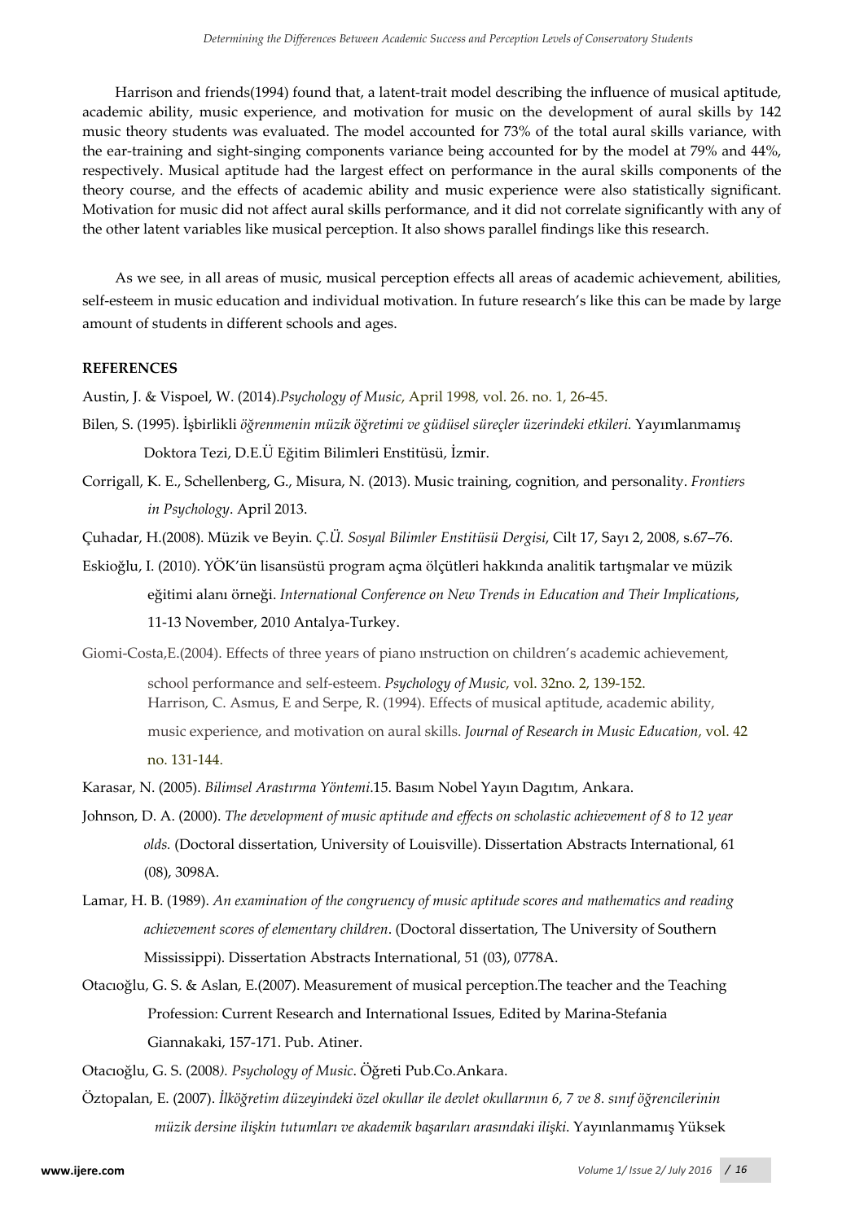Harrison and friends(1994) found that, a latent-trait model describing the influence of musical aptitude, academic ability, music experience, and motivation for music on the development of aural skills by 142 music theory students was evaluated. The model accounted for 73% of the total aural skills variance, with the ear-training and sight-singing components variance being accounted for by the model at 79% and 44%, respectively. Musical aptitude had the largest effect on performance in the aural skills components of the theory course, and the effects of academic ability and music experience were also statistically significant. Motivation for music did not affect aural skills performance, and it did not correlate significantly with any of the other latent variables like musical perception. It also shows parallel findings like this research.

As we see, in all areas of music, musical perception effects all areas of academic achievement, abilities, self-esteem in music education and individual motivation. In future research's like this can be made by large amount of students in different schools and ages.

**REFERENCES**

Austin, J. & Vispoel, W. (2014).*Psychology of Music,* April 1998, vol. 26. no. 1, 26-45.

Bilen, S. (1995). İşbirlikli *öğrenmenin müzik öğretimi ve güdüsel süreçler üzerindeki etkileri.* Yayımlanmamış Doktora Tezi, D.E.Ü Eğitim Bilimleri Enstitüsü, İzmir.

Corrigall, K. E., Schellenberg, G., Misura, N. (2013). Music training, cognition, and personality. *Frontiers in Psychology*. April 2013.

Çuhadar, H.(2008). Müzik ve Beyin. *Ç.Ü. Sosyal Bilimler Enstitüsü Dergisi*, Cilt 17, Sayı 2, 2008, s.67–76.

Eskioğlu, I. (2010). YÖK'ün lisansüstü program açma ölçütleri hakkında analitik tartışmalar ve müzik eğitimi alanı örneği. *International Conference on New Trends in Education and Their Implications*, 11-13 November, 2010 Antalya-Turkey.

Giomi-Costa,E.(2004). Effects of three years of piano ınstruction on children's academic achievement, school performance and self-esteem. *Psychology of Music,* vol. 32no. 2, 139-152.

Harrison, C. Asmus, E and Serpe, R. (1994). Effects of musical aptitude, academic ability, music experience, and motivation on aural skills. *Journal of Research in Music Education,* vol. 42 no. 131-144.

Karasar, N. (2005). *Bilimsel Arastırma Yöntemi*.15. Basım Nobel Yayın Dagıtım, Ankara.

Johnson, D. A. (2000). *The development of music aptitude and effects on scholastic achievement of 8 to 12 year olds.* (Doctoral dissertation, University of Louisville). Dissertation Abstracts International, 61 (08), 3098A.

Lamar, H. B. (1989). *An examination of the congruency of music aptitude scores and mathematics and reading achievement scores of elementary children*. (Doctoral dissertation, The University of Southern Mississippi). Dissertation Abstracts International, 51 (03), 0778A.

Otacıoğlu, G. S. & Aslan, E.(2007). Measurement of musical perception.The teacher and the Teaching Profession: Current Research and International Issues, Edited by Marina-Stefania Giannakaki, 157-171. Pub. Atiner.

Otacıoğlu, G. S. (2008*). Psychology of Music*. Öğreti Pub.Co.Ankara.

Öztopalan, E. (2007). *İlköğretim düzeyindeki özel okullar ile devlet okullarının 6, 7 ve 8. sınıf öğrencilerinin müzik dersine ilişkin tutumları ve akademik başarıları arasındaki ilişki*. Yayınlanmamış Yüksek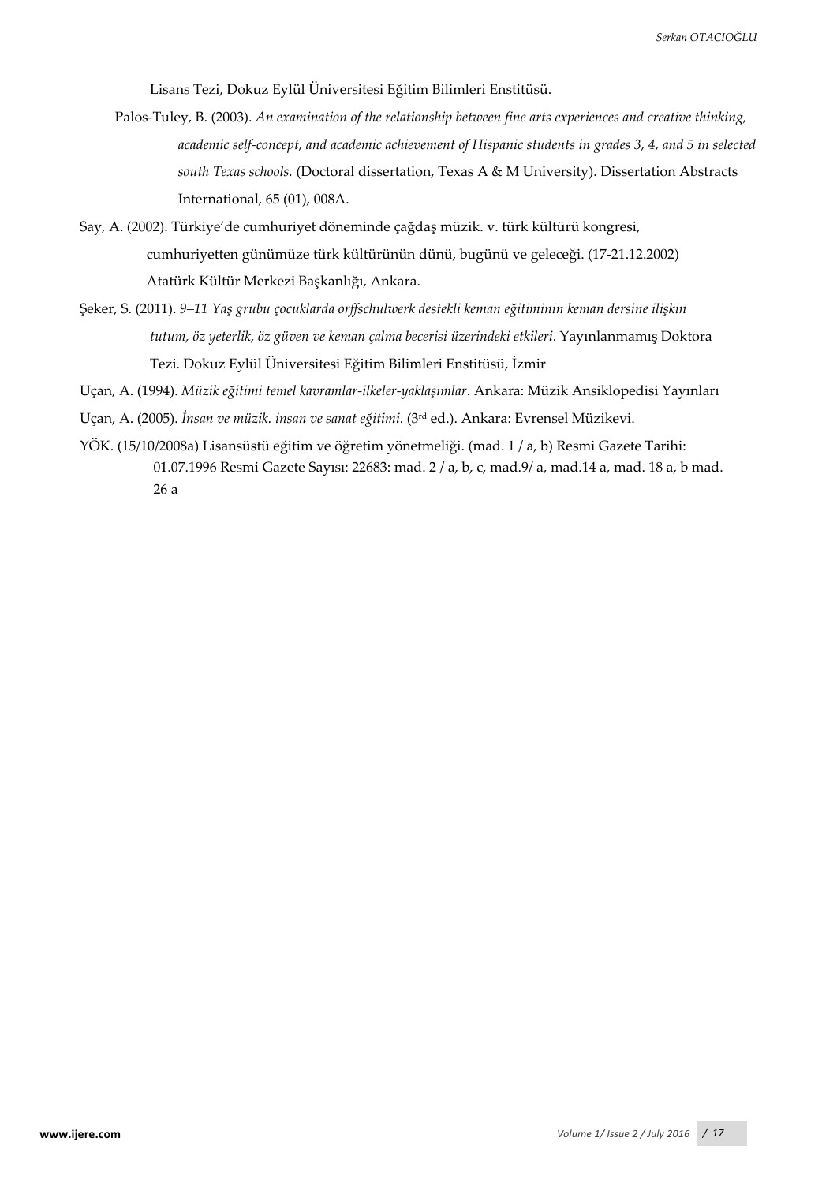Lisans Tezi, Dokuz Eylül Üniversitesi Eğitim Bilimleri Enstitüsü.

Palos-Tuley, B. (2003). *An examination of the relationship between fine arts experiences and creative thinking, academic self-concept, and academic achievement of Hispanic students in grades 3, 4, and 5 in selected south Texas schools.* (Doctoral dissertation, Texas A & M University). Dissertation Abstracts International, 65 (01), 008A.

Say, A. (2002). Türkiye'de cumhuriyet döneminde çağdaş müzik. v. türk kültürü kongresi, cumhuriyetten günümüze türk kültürünün dünü, bugünü ve geleceği. (17-21.12.2002) Atatürk Kültür Merkezi Başkanlığı, Ankara.

Şeker, S. (2011). *9–11 Yaş grubu çocuklarda orffschulwerk destekli keman eğitiminin keman dersine ilişkin tutum, öz yeterlik, öz güven ve keman çalma becerisi üzerindeki etkileri*. Yayınlanmamış Doktora Tezi. Dokuz Eylül Üniversitesi Eğitim Bilimleri Enstitüsü, İzmir

Uçan, A. (1994). *Müzik eğitimi temel kavramlar-ilkeler-yaklaşımlar*. Ankara: Müzik Ansiklopedisi Yayınları

Uçan, A. (2005). *İnsan ve müzik. insan ve sanat eğitimi*. (3rd ed.). Ankara: Evrensel Müzikevi.

YÖK. (15/10/2008a) Lisansüstü eğitim ve öğretim yönetmeliği. (mad. 1 / a, b) Resmi Gazete Tarihi: 01.07.1996 Resmi Gazete Sayısı: 22683: mad. 2 / a, b, c, mad.9/ a, mad.14 a, mad. 18 a, b mad. 26 a